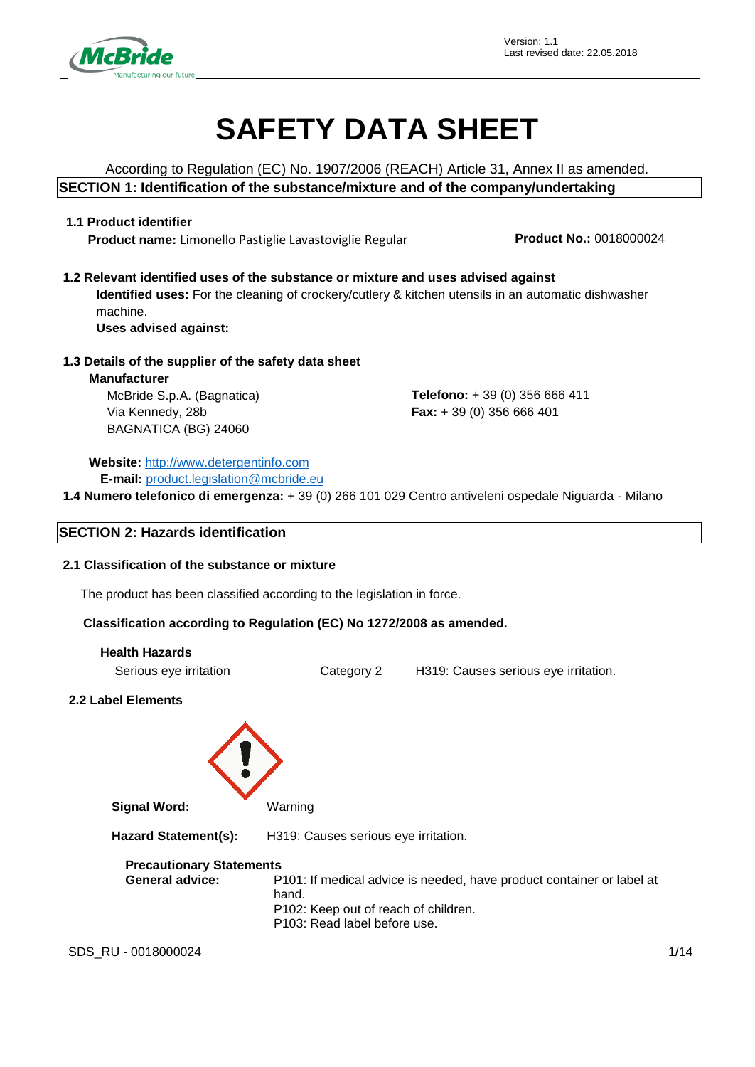Version: 1.1
Last revised date: 22.05.2018

# SAFETY DATA SHEET

According to Regulation (EC) No. 1907/2006 (REACH) Article 31, Annex II as amended.

## SECTION 1: Identification of the substance/mixture and of the company/undertaking

### 1.1 Product identifier

**Product name:** Limonello Pastiglie Lavastoviglie Regular

**Product No.:** 0018000024

### 1.2 Relevant identified uses of the substance or mixture and uses advised against

**Identified uses:** For the cleaning of crockery/cutlery & kitchen utensils in an automatic dishwasher machine.

**Uses advised against:**

### 1.3 Details of the supplier of the safety data sheet

**Manufacturer**

McBride S.p.A. (Bagnatica)
Via Kennedy, 28b
BAGNATICA (BG) 24060

**Telefono:** + 39 (0) 356 666 411
**Fax:** + 39 (0) 356 666 401

**Website:** http://www.detergentinfo.com
**E-mail:** product.legislation@mcbride.eu

**1.4 Numero telefonico di emergenza:** + 39 (0) 266 101 029 Centro antiveleni ospedale Niguarda - Milano

## SECTION 2: Hazards identification

### 2.1 Classification of the substance or mixture

The product has been classified according to the legislation in force.

**Classification according to Regulation (EC) No 1272/2008 as amended.**

**Health Hazards**

| | | |
|---|---|---|
| Serious eye irritation | Category 2 | H319: Causes serious eye irritation. |

### 2.2 Label Elements

**Signal Word:** Warning

**Hazard Statement(s):** H319: Causes serious eye irritation.

**Precautionary Statements**

**General advice:**
P101: If medical advice is needed, have product container or label at hand.
P102: Keep out of reach of children.
P103: Read label before use.

SDS_RU - 0018000024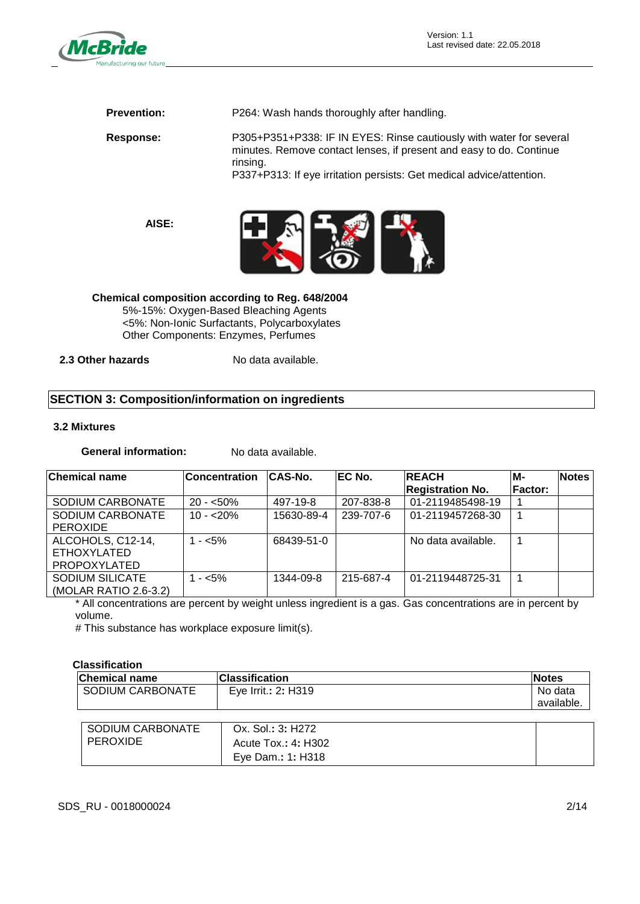**Prevention:** P264: Wash hands thoroughly after handling.

**Response:** P305+P351+P338: IF IN EYES: Rinse cautiously with water for several minutes. Remove contact lenses, if present and easy to do. Continue rinsing.
P337+P313: If eye irritation persists: Get medical advice/attention.

**AISE:**

**Chemical composition according to Reg. 648/2004**
5%-15%: Oxygen-Based Bleaching Agents
<5%: Non-Ionic Surfactants, Polycarboxylates
Other Components: Enzymes, Perfumes

**2.3 Other hazards** No data available.

## SECTION 3: Composition/information on ingredients

### 3.2 Mixtures

**General information:** No data available.

| Chemical name | Concentration | CAS-No. | EC No. | REACH Registration No. | M-Factor: | Notes |
|---|---|---|---|---|---|---|
| SODIUM CARBONATE | 20 - <50% | 497-19-8 | 207-838-8 | 01-2119485498-19 | 1 | |
| SODIUM CARBONATE PEROXIDE | 10 - <20% | 15630-89-4 | 239-707-6 | 01-2119457268-30 | 1 | |
| ALCOHOLS, C12-14, ETHOXYLATED PROPOXYLATED | 1 - <5% | 68439-51-0 | | No data available. | 1 | |
| SODIUM SILICATE (MOLAR RATIO 2.6-3.2) | 1 - <5% | 1344-09-8 | 215-687-4 | 01-2119448725-31 | 1 | |

* All concentrations are percent by weight unless ingredient is a gas. Gas concentrations are in percent by volume.
# This substance has workplace exposure limit(s).

**Classification**

| Chemical name | Classification | Notes |
|---|---|---|
| SODIUM CARBONATE | Eye Irrit.: 2: H319 | No data available. |
| SODIUM CARBONATE PEROXIDE | Ox. Sol.: 3: H272<br>Acute Tox.: 4: H302<br>Eye Dam.: 1: H318 | |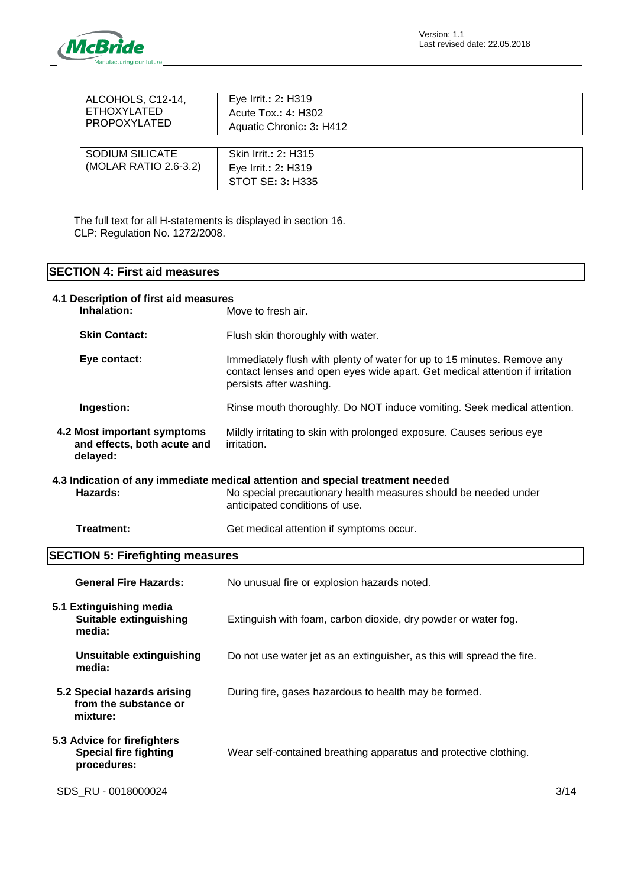| | | |
|---|---|---|
| ALCOHOLS, C12-14, ETHOXYLATED PROPOXYLATED | Eye Irrit.: 2: H319<br>Acute Tox.: 4: H302<br>Aquatic Chronic: 3: H412 | |

| | | |
|---|---|---|
| SODIUM SILICATE (MOLAR RATIO 2.6-3.2) | Skin Irrit.: 2: H315<br>Eye Irrit.: 2: H319<br>STOT SE: 3: H335 | |

The full text for all H-statements is displayed in section 16.
CLP: Regulation No. 1272/2008.

## SECTION 4: First aid measures

### 4.1 Description of first aid measures

**Inhalation:** Move to fresh air.

**Skin Contact:** Flush skin thoroughly with water.

**Eye contact:** Immediately flush with plenty of water for up to 15 minutes. Remove any contact lenses and open eyes wide apart. Get medical attention if irritation persists after washing.

**Ingestion:** Rinse mouth thoroughly. Do NOT induce vomiting. Seek medical attention.

**4.2 Most important symptoms and effects, both acute and delayed:** Mildly irritating to skin with prolonged exposure. Causes serious eye irritation.

### 4.3 Indication of any immediate medical attention and special treatment needed

**Hazards:** No special precautionary health measures should be needed under anticipated conditions of use.

**Treatment:** Get medical attention if symptoms occur.

## SECTION 5: Firefighting measures

**General Fire Hazards:** No unusual fire or explosion hazards noted.

### 5.1 Extinguishing media

**Suitable extinguishing media:** Extinguish with foam, carbon dioxide, dry powder or water fog.

**Unsuitable extinguishing media:** Do not use water jet as an extinguisher, as this will spread the fire.

**5.2 Special hazards arising from the substance or mixture:** During fire, gases hazardous to health may be formed.

### 5.3 Advice for firefighters

**Special fire fighting procedures:** Wear self-contained breathing apparatus and protective clothing.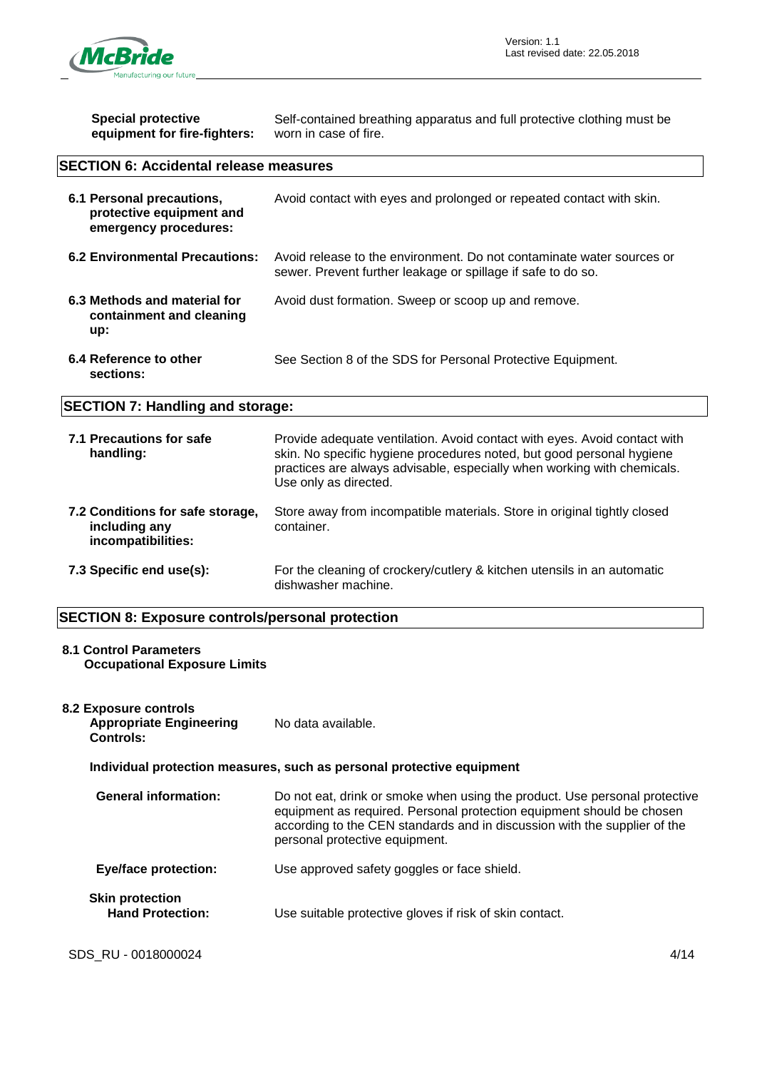**Special protective equipment for fire-fighters:** Self-contained breathing apparatus and full protective clothing must be worn in case of fire.

## SECTION 6: Accidental release measures

**6.1 Personal precautions, protective equipment and emergency procedures:** Avoid contact with eyes and prolonged or repeated contact with skin.

**6.2 Environmental Precautions:** Avoid release to the environment. Do not contaminate water sources or sewer. Prevent further leakage or spillage if safe to do so.

**6.3 Methods and material for containment and cleaning up:** Avoid dust formation. Sweep or scoop up and remove.

**6.4 Reference to other sections:** See Section 8 of the SDS for Personal Protective Equipment.

## SECTION 7: Handling and storage:

**7.1 Precautions for safe handling:** Provide adequate ventilation. Avoid contact with eyes. Avoid contact with skin. No specific hygiene procedures noted, but good personal hygiene practices are always advisable, especially when working with chemicals. Use only as directed.

**7.2 Conditions for safe storage, including any incompatibilities:** Store away from incompatible materials. Store in original tightly closed container.

**7.3 Specific end use(s):** For the cleaning of crockery/cutlery & kitchen utensils in an automatic dishwasher machine.

## SECTION 8: Exposure controls/personal protection

**8.1 Control Parameters**

**Occupational Exposure Limits**

**8.2 Exposure controls**

**Appropriate Engineering Controls:** No data available.

**Individual protection measures, such as personal protective equipment**

**General information:** Do not eat, drink or smoke when using the product. Use personal protective equipment as required. Personal protection equipment should be chosen according to the CEN standards and in discussion with the supplier of the personal protective equipment.

**Eye/face protection:** Use approved safety goggles or face shield.

**Skin protection**

**Hand Protection:** Use suitable protective gloves if risk of skin contact.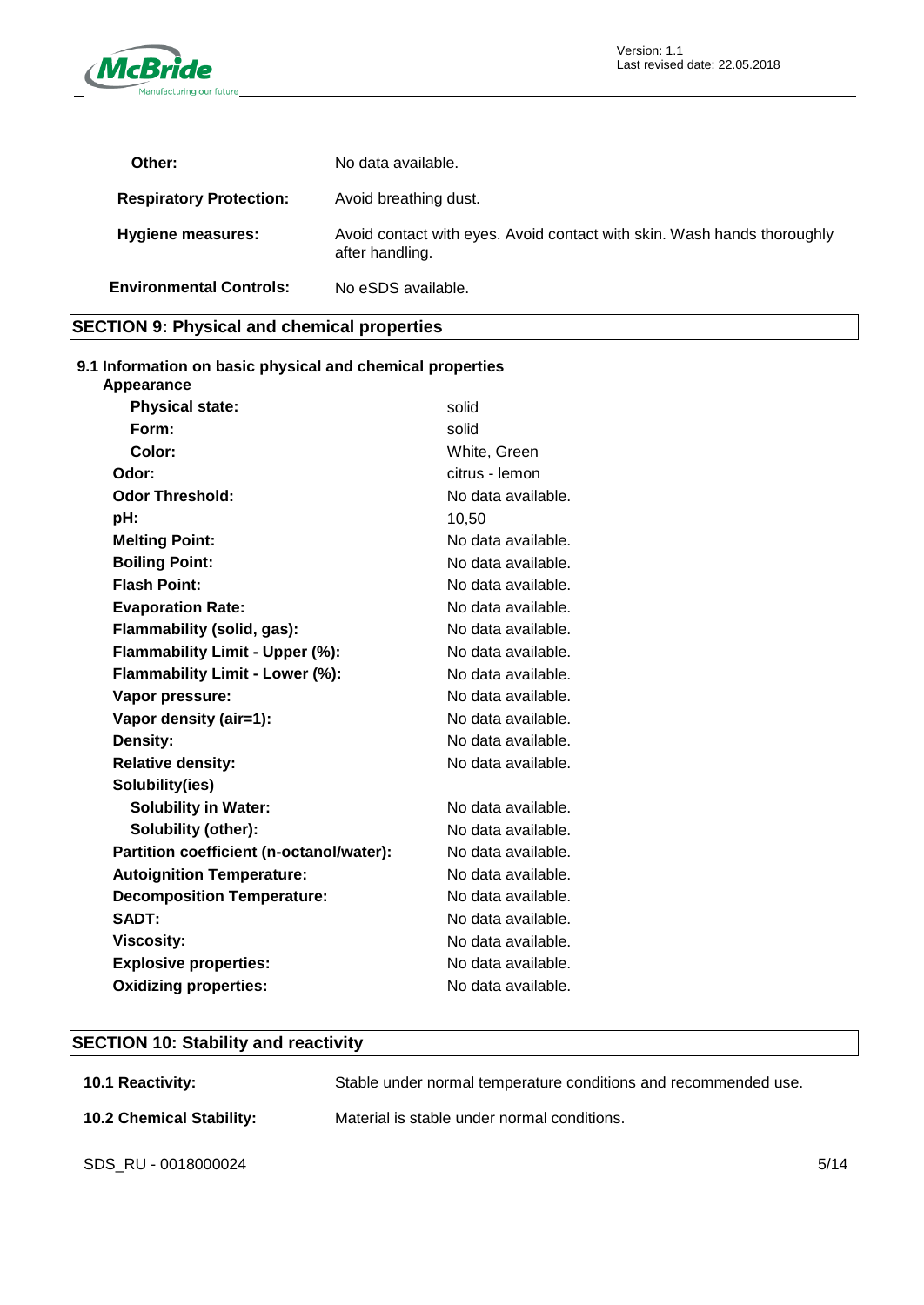| | |
|---|---|
| **Other:** | No data available. |
| **Respiratory Protection:** | Avoid breathing dust. |
| **Hygiene measures:** | Avoid contact with eyes. Avoid contact with skin. Wash hands thoroughly after handling. |
| **Environmental Controls:** | No eSDS available. |

## SECTION 9: Physical and chemical properties

### 9.1 Information on basic physical and chemical properties

**Appearance**

| | |
|---|---|
| **Physical state:** | solid |
| **Form:** | solid |
| **Color:** | White, Green |
| **Odor:** | citrus - lemon |
| **Odor Threshold:** | No data available. |
| **pH:** | 10,50 |
| **Melting Point:** | No data available. |
| **Boiling Point:** | No data available. |
| **Flash Point:** | No data available. |
| **Evaporation Rate:** | No data available. |
| **Flammability (solid, gas):** | No data available. |
| **Flammability Limit - Upper (%):** | No data available. |
| **Flammability Limit - Lower (%):** | No data available. |
| **Vapor pressure:** | No data available. |
| **Vapor density (air=1):** | No data available. |
| **Density:** | No data available. |
| **Relative density:** | No data available. |
| **Solubility(ies)** | |
| **Solubility in Water:** | No data available. |
| **Solubility (other):** | No data available. |
| **Partition coefficient (n-octanol/water):** | No data available. |
| **Autoignition Temperature:** | No data available. |
| **Decomposition Temperature:** | No data available. |
| **SADT:** | No data available. |
| **Viscosity:** | No data available. |
| **Explosive properties:** | No data available. |
| **Oxidizing properties:** | No data available. |

## SECTION 10: Stability and reactivity

| | |
|---|---|
| **10.1 Reactivity:** | Stable under normal temperature conditions and recommended use. |
| **10.2 Chemical Stability:** | Material is stable under normal conditions. |

SDS_RU - 0018000024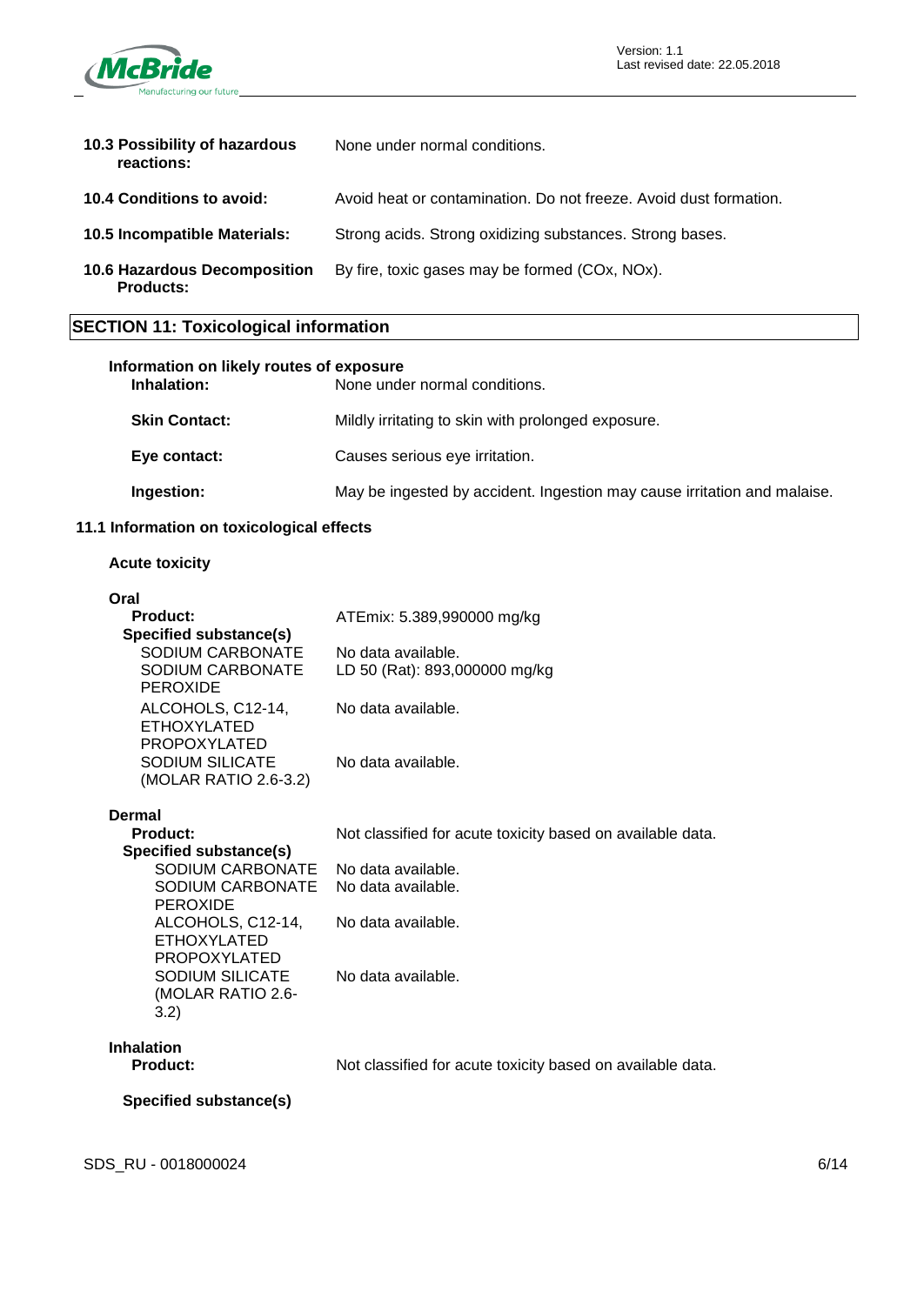| | |
|---|---|
| **10.3 Possibility of hazardous reactions:** | None under normal conditions. |
| **10.4 Conditions to avoid:** | Avoid heat or contamination. Do not freeze. Avoid dust formation. |
| **10.5 Incompatible Materials:** | Strong acids. Strong oxidizing substances. Strong bases. |
| **10.6 Hazardous Decomposition Products:** | By fire, toxic gases may be formed (COx, NOx). |

## SECTION 11: Toxicological information

**Information on likely routes of exposure**

| | |
|---|---|
| **Inhalation:** | None under normal conditions. |
| **Skin Contact:** | Mildly irritating to skin with prolonged exposure. |
| **Eye contact:** | Causes serious eye irritation. |
| **Ingestion:** | May be ingested by accident. Ingestion may cause irritation and malaise. |

### 11.1 Information on toxicological effects

**Acute toxicity**

**Oral**

| | |
|---|---|
| **Product:** | ATEmix: 5.389,990000 mg/kg |
| **Specified substance(s)** | |
| SODIUM CARBONATE | No data available. |
| SODIUM CARBONATE PEROXIDE | LD 50 (Rat): 893,000000 mg/kg |
| ALCOHOLS, C12-14, ETHOXYLATED PROPOXYLATED | No data available. |
| SODIUM SILICATE (MOLAR RATIO 2.6-3.2) | No data available. |

**Dermal**

| | |
|---|---|
| **Product:** | Not classified for acute toxicity based on available data. |
| **Specified substance(s)** | |
| SODIUM CARBONATE | No data available. |
| SODIUM CARBONATE PEROXIDE | No data available. |
| ALCOHOLS, C12-14, ETHOXYLATED PROPOXYLATED | No data available. |
| SODIUM SILICATE (MOLAR RATIO 2.6-3.2) | No data available. |

**Inhalation**

| | |
|---|---|
| **Product:** | Not classified for acute toxicity based on available data. |

**Specified substance(s)**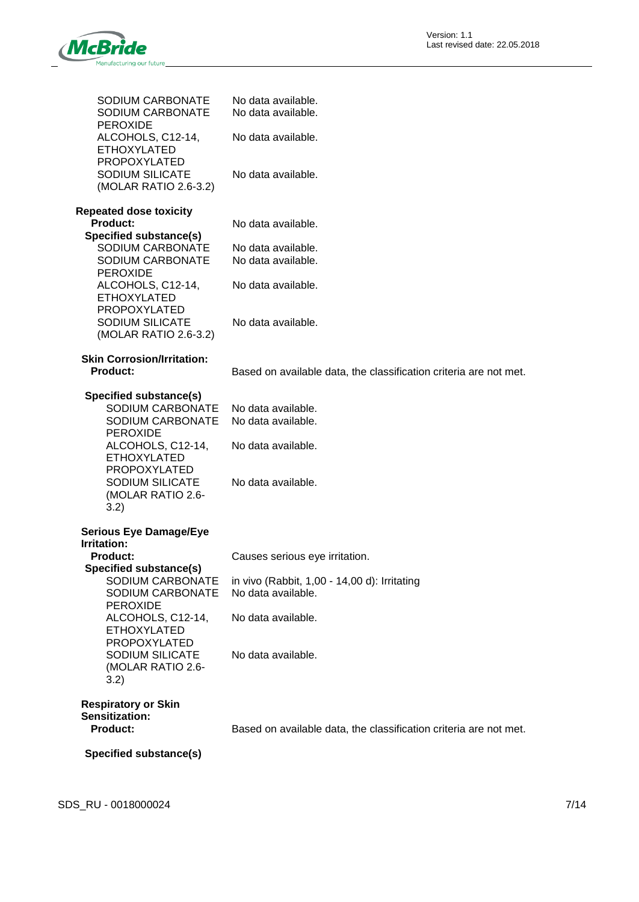| | |
|---|---|
| SODIUM CARBONATE | No data available. |
| SODIUM CARBONATE PEROXIDE | No data available. |
| ALCOHOLS, C12-14, ETHOXYLATED PROPOXYLATED | No data available. |
| SODIUM SILICATE (MOLAR RATIO 2.6-3.2) | No data available. |

**Repeated dose toxicity**

**Product:** No data available.

**Specified substance(s)**

| | |
|---|---|
| SODIUM CARBONATE | No data available. |
| SODIUM CARBONATE PEROXIDE | No data available. |
| ALCOHOLS, C12-14, ETHOXYLATED PROPOXYLATED | No data available. |
| SODIUM SILICATE (MOLAR RATIO 2.6-3.2) | No data available. |

**Skin Corrosion/Irritation:**

**Product:** Based on available data, the classification criteria are not met.

**Specified substance(s)**

| | |
|---|---|
| SODIUM CARBONATE | No data available. |
| SODIUM CARBONATE PEROXIDE | No data available. |
| ALCOHOLS, C12-14, ETHOXYLATED PROPOXYLATED | No data available. |
| SODIUM SILICATE (MOLAR RATIO 2.6-3.2) | No data available. |

**Serious Eye Damage/Eye Irritation:**

**Product:** Causes serious eye irritation.

**Specified substance(s)**

| | |
|---|---|
| SODIUM CARBONATE | in vivo (Rabbit, 1,00 - 14,00 d): Irritating |
| SODIUM CARBONATE PEROXIDE | No data available. |
| ALCOHOLS, C12-14, ETHOXYLATED PROPOXYLATED | No data available. |
| SODIUM SILICATE (MOLAR RATIO 2.6-3.2) | No data available. |

**Respiratory or Skin Sensitization:**

**Product:** Based on available data, the classification criteria are not met.

**Specified substance(s)**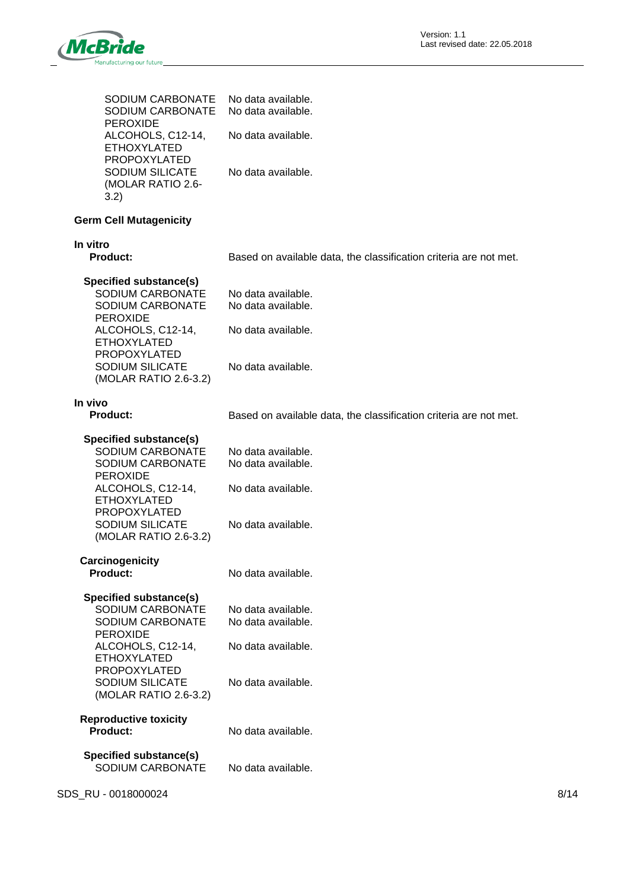| | |
|---|---|
| SODIUM CARBONATE | No data available. |
| SODIUM CARBONATE PEROXIDE | No data available. |
| ALCOHOLS, C12-14, ETHOXYLATED PROPOXYLATED | No data available. |
| SODIUM SILICATE (MOLAR RATIO 2.6-3.2) | No data available. |

**Germ Cell Mutagenicity**

**In vitro**

**Product:** Based on available data, the classification criteria are not met.

**Specified substance(s)**

| | |
|---|---|
| SODIUM CARBONATE | No data available. |
| SODIUM CARBONATE PEROXIDE | No data available. |
| ALCOHOLS, C12-14, ETHOXYLATED PROPOXYLATED | No data available. |
| SODIUM SILICATE (MOLAR RATIO 2.6-3.2) | No data available. |

**In vivo**

**Product:** Based on available data, the classification criteria are not met.

**Specified substance(s)**

| | |
|---|---|
| SODIUM CARBONATE | No data available. |
| SODIUM CARBONATE PEROXIDE | No data available. |
| ALCOHOLS, C12-14, ETHOXYLATED PROPOXYLATED | No data available. |
| SODIUM SILICATE (MOLAR RATIO 2.6-3.2) | No data available. |

**Carcinogenicity**

**Product:** No data available.

**Specified substance(s)**

| | |
|---|---|
| SODIUM CARBONATE | No data available. |
| SODIUM CARBONATE PEROXIDE | No data available. |
| ALCOHOLS, C12-14, ETHOXYLATED PROPOXYLATED | No data available. |
| SODIUM SILICATE (MOLAR RATIO 2.6-3.2) | No data available. |

**Reproductive toxicity**

**Product:** No data available.

**Specified substance(s)**

| | |
|---|---|
| SODIUM CARBONATE | No data available. |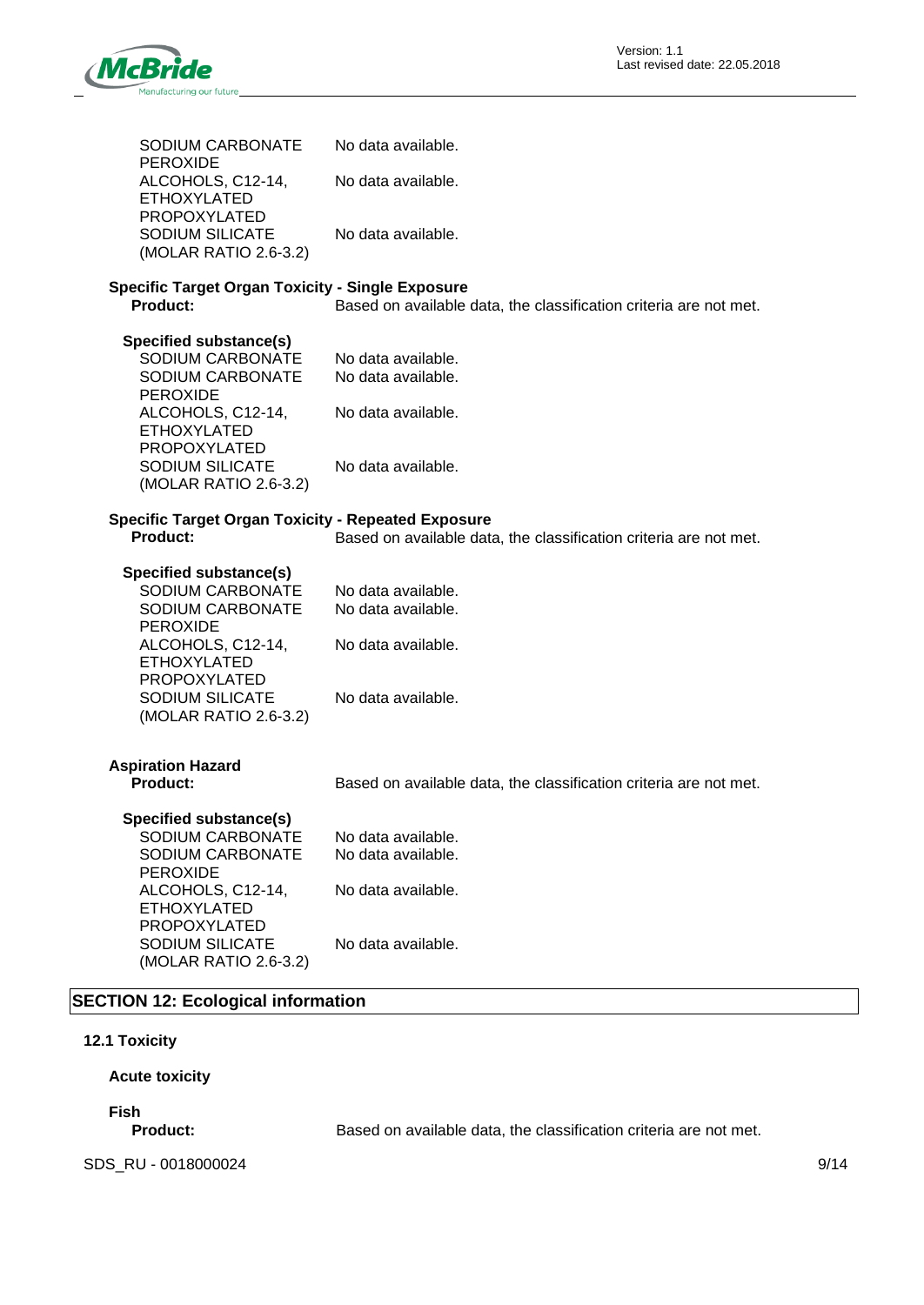| | |
|---|---|
| SODIUM CARBONATE PEROXIDE | No data available. |
| ALCOHOLS, C12-14, ETHOXYLATED PROPOXYLATED | No data available. |
| SODIUM SILICATE (MOLAR RATIO 2.6-3.2) | No data available. |

**Specific Target Organ Toxicity - Single Exposure**

**Product:** Based on available data, the classification criteria are not met.

**Specified substance(s)**

| | |
|---|---|
| SODIUM CARBONATE | No data available. |
| SODIUM CARBONATE PEROXIDE | No data available. |
| ALCOHOLS, C12-14, ETHOXYLATED PROPOXYLATED | No data available. |
| SODIUM SILICATE (MOLAR RATIO 2.6-3.2) | No data available. |

**Specific Target Organ Toxicity - Repeated Exposure**

**Product:** Based on available data, the classification criteria are not met.

**Specified substance(s)**

| | |
|---|---|
| SODIUM CARBONATE | No data available. |
| SODIUM CARBONATE PEROXIDE | No data available. |
| ALCOHOLS, C12-14, ETHOXYLATED PROPOXYLATED | No data available. |
| SODIUM SILICATE (MOLAR RATIO 2.6-3.2) | No data available. |

**Aspiration Hazard**

**Product:** Based on available data, the classification criteria are not met.

**Specified substance(s)**

| | |
|---|---|
| SODIUM CARBONATE | No data available. |
| SODIUM CARBONATE PEROXIDE | No data available. |
| ALCOHOLS, C12-14, ETHOXYLATED PROPOXYLATED | No data available. |
| SODIUM SILICATE (MOLAR RATIO 2.6-3.2) | No data available. |

## SECTION 12: Ecological information

### 12.1 Toxicity

**Acute toxicity**

**Fish**

**Product:** Based on available data, the classification criteria are not met.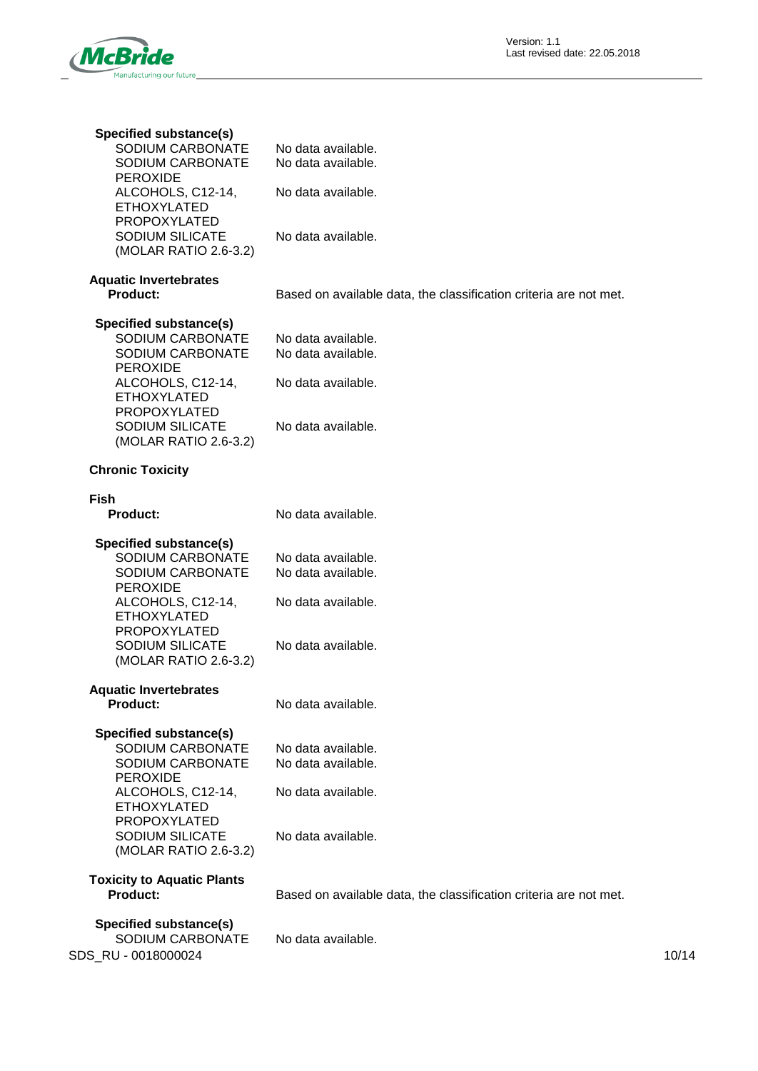**Specified substance(s)**

| | |
|---|---|
| SODIUM CARBONATE | No data available. |
| SODIUM CARBONATE PEROXIDE | No data available. |
| ALCOHOLS, C12-14, ETHOXYLATED PROPOXYLATED | No data available. |
| SODIUM SILICATE (MOLAR RATIO 2.6-3.2) | No data available. |

**Aquatic Invertebrates**

**Product:** Based on available data, the classification criteria are not met.

**Specified substance(s)**

| | |
|---|---|
| SODIUM CARBONATE | No data available. |
| SODIUM CARBONATE PEROXIDE | No data available. |
| ALCOHOLS, C12-14, ETHOXYLATED PROPOXYLATED | No data available. |
| SODIUM SILICATE (MOLAR RATIO 2.6-3.2) | No data available. |

**Chronic Toxicity**

**Fish**

**Product:** No data available.

**Specified substance(s)**

| | |
|---|---|
| SODIUM CARBONATE | No data available. |
| SODIUM CARBONATE PEROXIDE | No data available. |
| ALCOHOLS, C12-14, ETHOXYLATED PROPOXYLATED | No data available. |
| SODIUM SILICATE (MOLAR RATIO 2.6-3.2) | No data available. |

**Aquatic Invertebrates**

**Product:** No data available.

**Specified substance(s)**

| | |
|---|---|
| SODIUM CARBONATE | No data available. |
| SODIUM CARBONATE PEROXIDE | No data available. |
| ALCOHOLS, C12-14, ETHOXYLATED PROPOXYLATED | No data available. |
| SODIUM SILICATE (MOLAR RATIO 2.6-3.2) | No data available. |

**Toxicity to Aquatic Plants**

**Product:** Based on available data, the classification criteria are not met.

**Specified substance(s)**

| | |
|---|---|
| SODIUM CARBONATE | No data available. |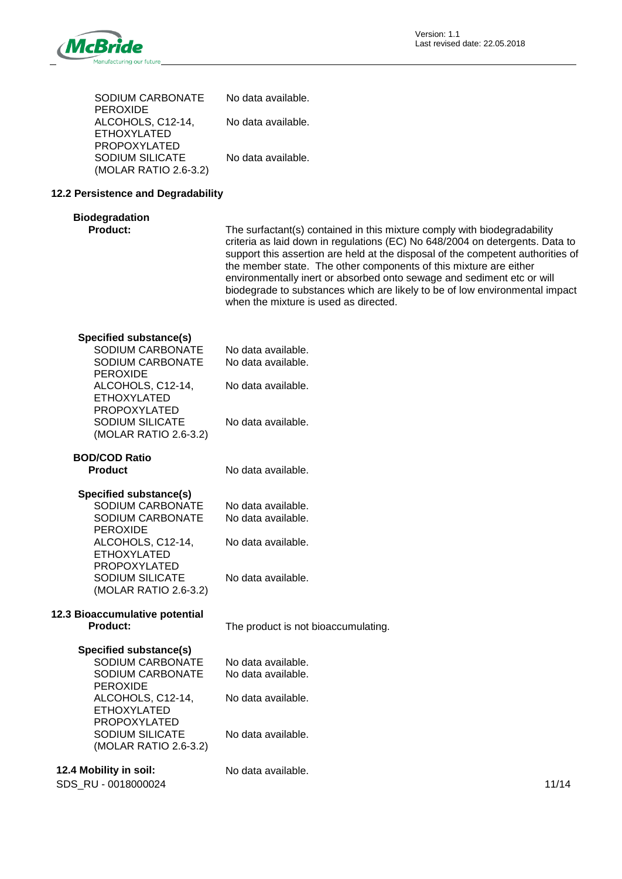| | |
|---|---|
| SODIUM CARBONATE PEROXIDE | No data available. |
| ALCOHOLS, C12-14, ETHOXYLATED PROPOXYLATED | No data available. |
| SODIUM SILICATE (MOLAR RATIO 2.6-3.2) | No data available. |

## 12.2 Persistence and Degradability

**Biodegradation**

**Product:** The surfactant(s) contained in this mixture comply with biodegradability criteria as laid down in regulations (EC) No 648/2004 on detergents. Data to support this assertion are held at the disposal of the competent authorities of the member state. The other components of this mixture are either environmentally inert or absorbed onto sewage and sediment etc or will biodegrade to substances which are likely to be of low environmental impact when the mixture is used as directed.

**Specified substance(s)**

| | |
|---|---|
| SODIUM CARBONATE | No data available. |
| SODIUM CARBONATE PEROXIDE | No data available. |
| ALCOHOLS, C12-14, ETHOXYLATED PROPOXYLATED | No data available. |
| SODIUM SILICATE (MOLAR RATIO 2.6-3.2) | No data available. |

**BOD/COD Ratio**

**Product** No data available.

**Specified substance(s)**

| | |
|---|---|
| SODIUM CARBONATE | No data available. |
| SODIUM CARBONATE PEROXIDE | No data available. |
| ALCOHOLS, C12-14, ETHOXYLATED PROPOXYLATED | No data available. |
| SODIUM SILICATE (MOLAR RATIO 2.6-3.2) | No data available. |

## 12.3 Bioaccumulative potential

**Product:** The product is not bioaccumulating.

**Specified substance(s)**

| | |
|---|---|
| SODIUM CARBONATE | No data available. |
| SODIUM CARBONATE PEROXIDE | No data available. |
| ALCOHOLS, C12-14, ETHOXYLATED PROPOXYLATED | No data available. |
| SODIUM SILICATE (MOLAR RATIO 2.6-3.2) | No data available. |

## 12.4 Mobility in soil:

No data available.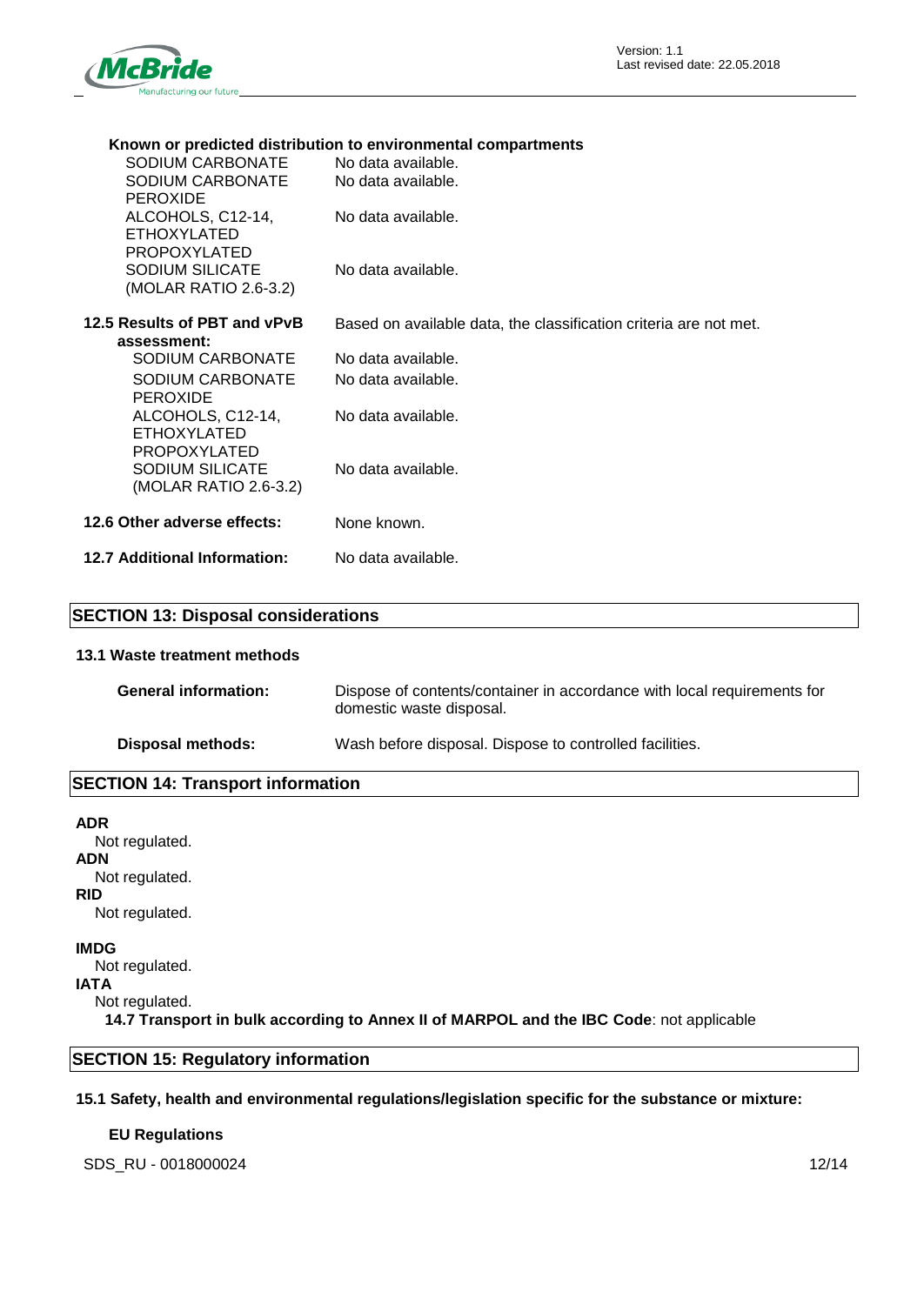**Known or predicted distribution to environmental compartments**

| | |
|---|---|
| SODIUM CARBONATE | No data available. |
| SODIUM CARBONATE PEROXIDE | No data available. |
| ALCOHOLS, C12-14, ETHOXYLATED PROPOXYLATED | No data available. |
| SODIUM SILICATE (MOLAR RATIO 2.6-3.2) | No data available. |

**12.5 Results of PBT and vPvB assessment:** Based on available data, the classification criteria are not met.

| | |
|---|---|
| SODIUM CARBONATE | No data available. |
| SODIUM CARBONATE PEROXIDE | No data available. |
| ALCOHOLS, C12-14, ETHOXYLATED PROPOXYLATED | No data available. |
| SODIUM SILICATE (MOLAR RATIO 2.6-3.2) | No data available. |

**12.6 Other adverse effects:** None known.

**12.7 Additional Information:** No data available.

## SECTION 13: Disposal considerations

**13.1 Waste treatment methods**

**General information:** Dispose of contents/container in accordance with local requirements for domestic waste disposal.

**Disposal methods:** Wash before disposal. Dispose to controlled facilities.

## SECTION 14: Transport information

**ADR**
Not regulated.
**ADN**
Not regulated.
**RID**
Not regulated.

**IMDG**
Not regulated.
**IATA**
Not regulated.

**14.7 Transport in bulk according to Annex II of MARPOL and the IBC Code**: not applicable

## SECTION 15: Regulatory information

**15.1 Safety, health and environmental regulations/legislation specific for the substance or mixture:**

**EU Regulations**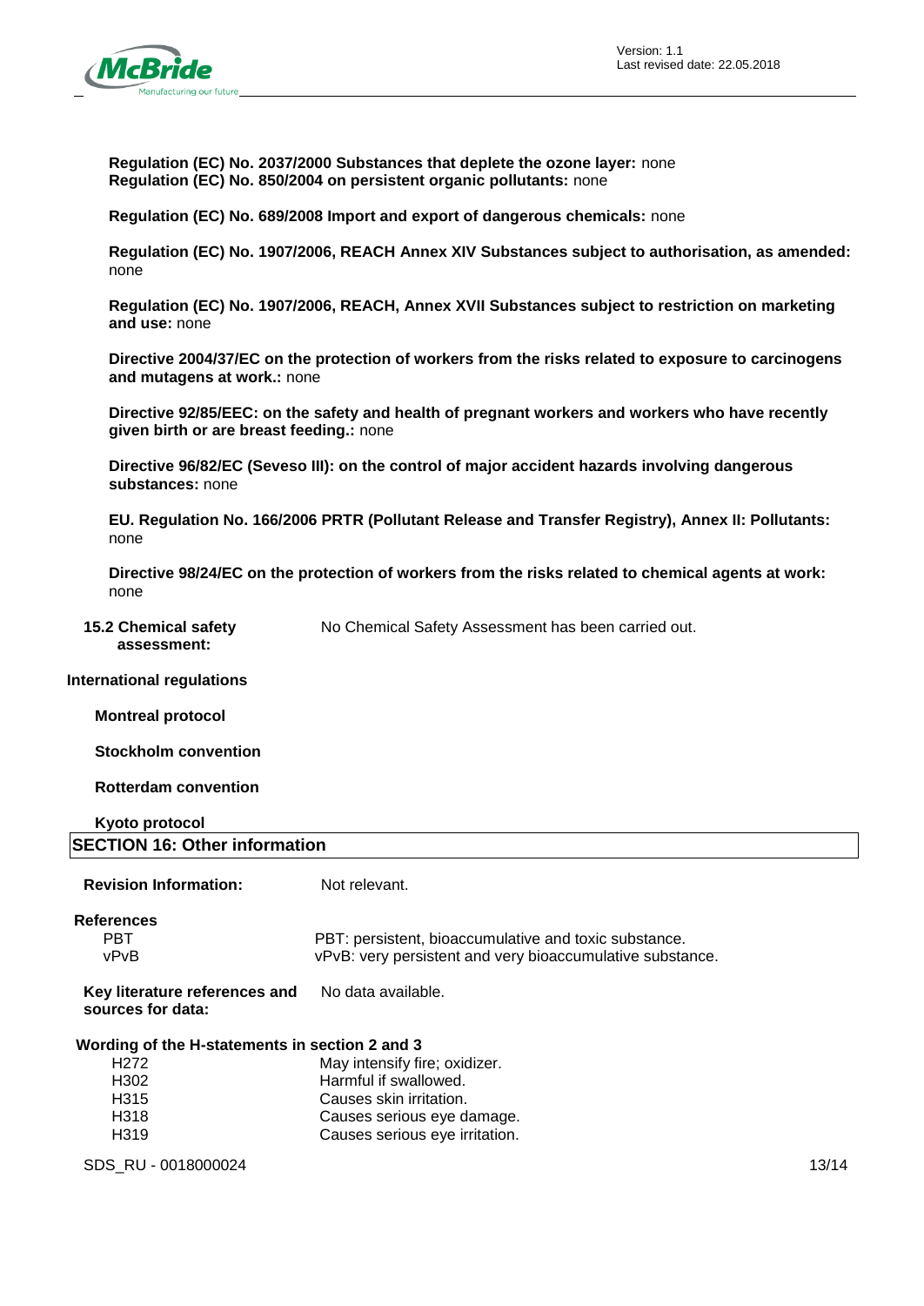**Regulation (EC) No. 2037/2000 Substances that deplete the ozone layer:** none
**Regulation (EC) No. 850/2004 on persistent organic pollutants:** none

**Regulation (EC) No. 689/2008 Import and export of dangerous chemicals:** none

**Regulation (EC) No. 1907/2006, REACH Annex XIV Substances subject to authorisation, as amended:** none

**Regulation (EC) No. 1907/2006, REACH, Annex XVII Substances subject to restriction on marketing and use:** none

**Directive 2004/37/EC on the protection of workers from the risks related to exposure to carcinogens and mutagens at work.:** none

**Directive 92/85/EEC: on the safety and health of pregnant workers and workers who have recently given birth or are breast feeding.:** none

**Directive 96/82/EC (Seveso III): on the control of major accident hazards involving dangerous substances:** none

**EU. Regulation No. 166/2006 PRTR (Pollutant Release and Transfer Registry), Annex II: Pollutants:** none

**Directive 98/24/EC on the protection of workers from the risks related to chemical agents at work:** none

**15.2 Chemical safety assessment:** No Chemical Safety Assessment has been carried out.

**International regulations**

**Montreal protocol**

**Stockholm convention**

**Rotterdam convention**

**Kyoto protocol**

## SECTION 16: Other information

**Revision Information:** Not relevant.

**References**

| | |
|---|---|
| PBT | PBT: persistent, bioaccumulative and toxic substance. |
| vPvB | vPvB: very persistent and very bioaccumulative substance. |

**Key literature references and sources for data:** No data available.

**Wording of the H-statements in section 2 and 3**

| | |
|---|---|
| H272 | May intensify fire; oxidizer. |
| H302 | Harmful if swallowed. |
| H315 | Causes skin irritation. |
| H318 | Causes serious eye damage. |
| H319 | Causes serious eye irritation. |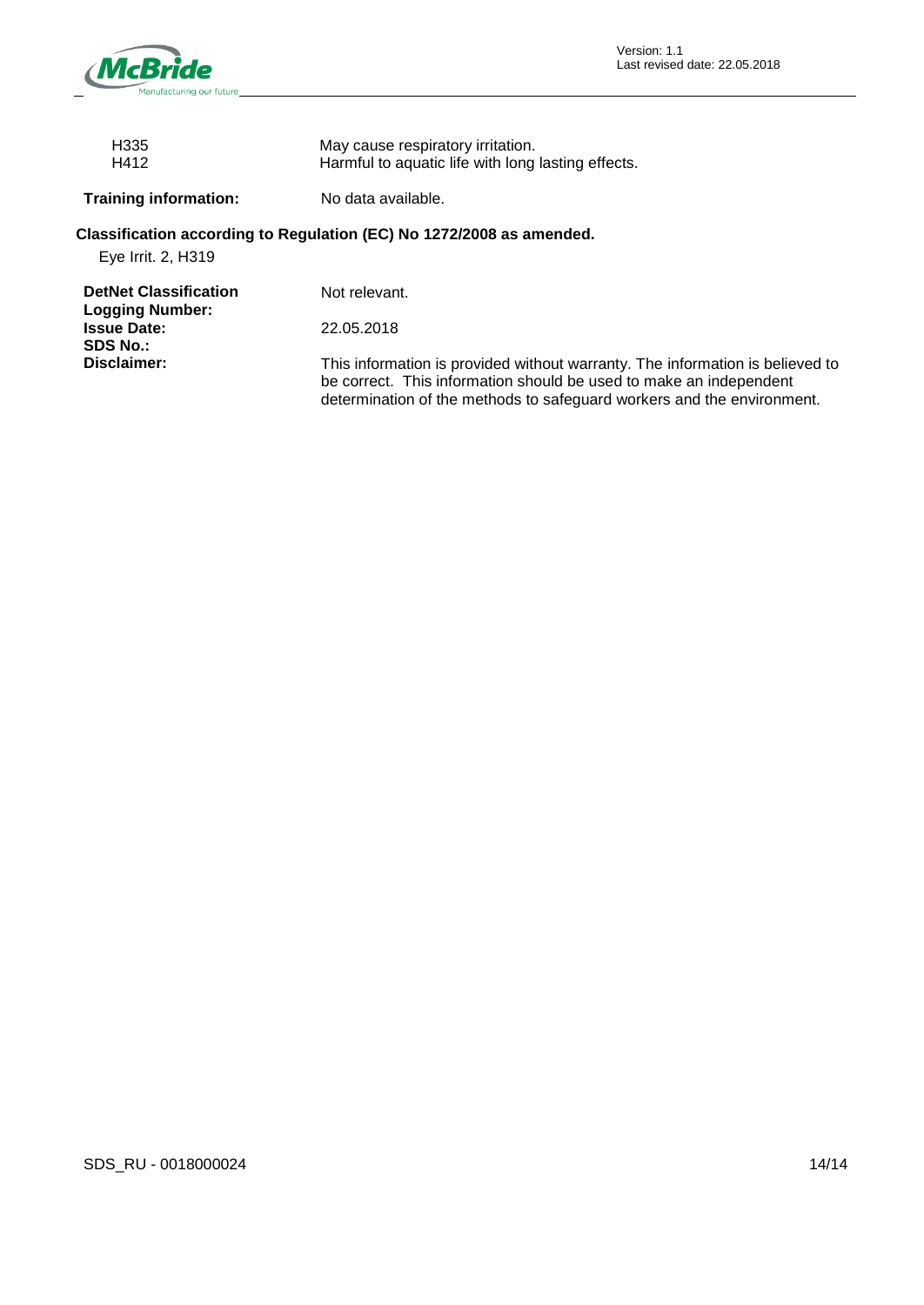| | |
|---|---|
| H335 | May cause respiratory irritation. |
| H412 | Harmful to aquatic life with long lasting effects. |

**Training information:** No data available.

**Classification according to Regulation (EC) No 1272/2008 as amended.**

Eye Irrit. 2, H319

| | |
|---|---|
| **DetNet Classification Logging Number:** | Not relevant. |
| **Issue Date:** | 22.05.2018 |
| **SDS No.:** | |
| **Disclaimer:** | This information is provided without warranty. The information is believed to be correct. This information should be used to make an independent determination of the methods to safeguard workers and the environment. |